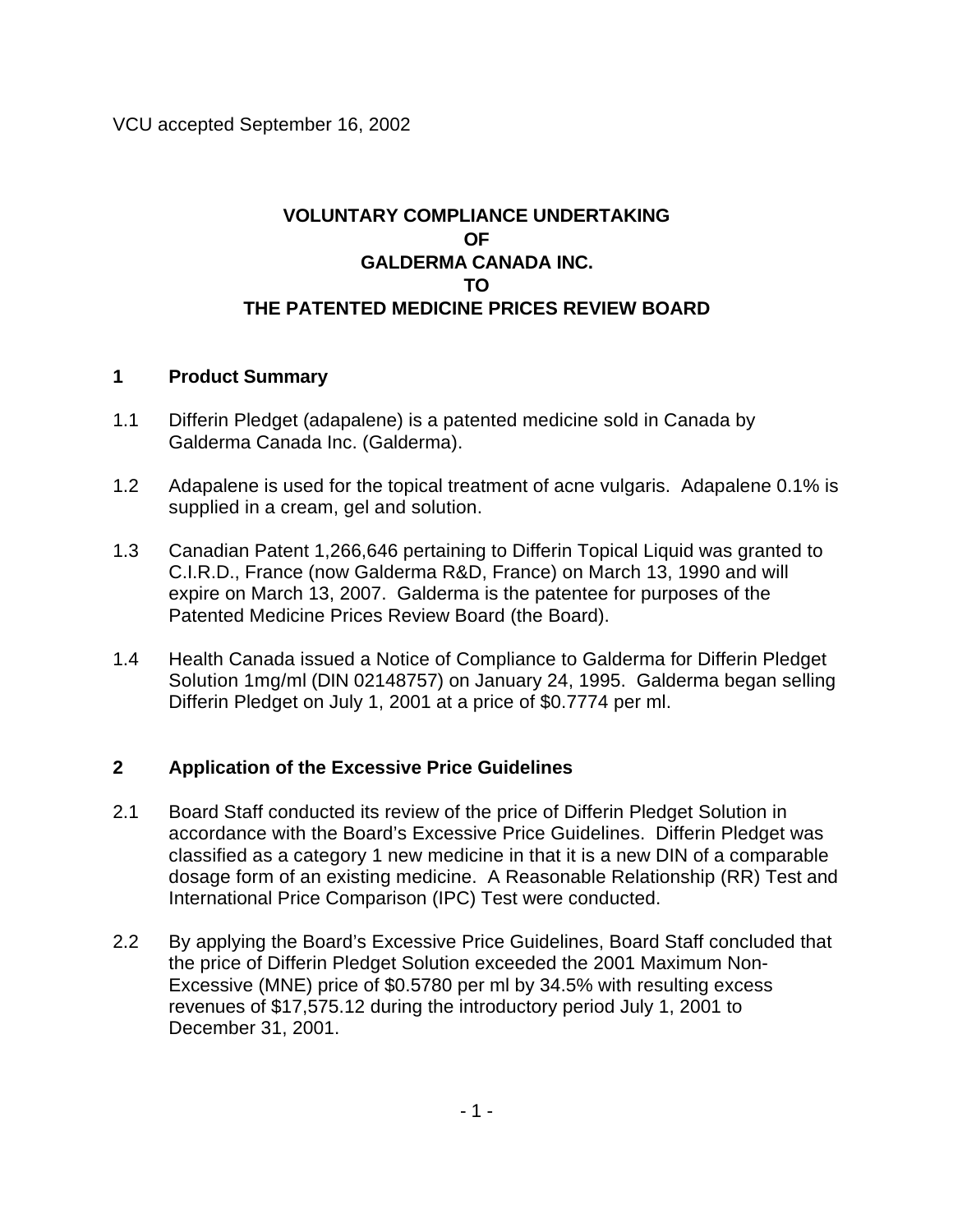VCU accepted September 16, 2002

# VOLUNTARY COMPLIANCE UNDERTAKING OF GALDERMA CANADA INC. TO THE PATENTED MEDICINE PRICES REVIEW BOARD

## 1 Product Summary

1.1 Differin Pledget (adapalene) is a patented medicine sold in Canada by Galderma Canada Inc. (Galderma).

1.2 Adapalene is used for the topical treatment of acne vulgaris. Adapalene 0.1% is supplied in a cream, gel and solution.

1.3 Canadian Patent 1,266,646 pertaining to Differin Topical Liquid was granted to C.I.R.D., France (now Galderma R&D, France) on March 13, 1990 and will expire on March 13, 2007. Galderma is the patentee for purposes of the Patented Medicine Prices Review Board (the Board).

1.4 Health Canada issued a Notice of Compliance to Galderma for Differin Pledget Solution 1mg/ml (DIN 02148757) on January 24, 1995. Galderma began selling Differin Pledget on July 1, 2001 at a price of $0.7774 per ml.

## 2 Application of the Excessive Price Guidelines

2.1 Board Staff conducted its review of the price of Differin Pledget Solution in accordance with the Board's Excessive Price Guidelines. Differin Pledget was classified as a category 1 new medicine in that it is a new DIN of a comparable dosage form of an existing medicine. A Reasonable Relationship (RR) Test and International Price Comparison (IPC) Test were conducted.

2.2 By applying the Board's Excessive Price Guidelines, Board Staff concluded that the price of Differin Pledget Solution exceeded the 2001 Maximum Non-Excessive (MNE) price of $0.5780 per ml by 34.5% with resulting excess revenues of $17,575.12 during the introductory period July 1, 2001 to December 31, 2001.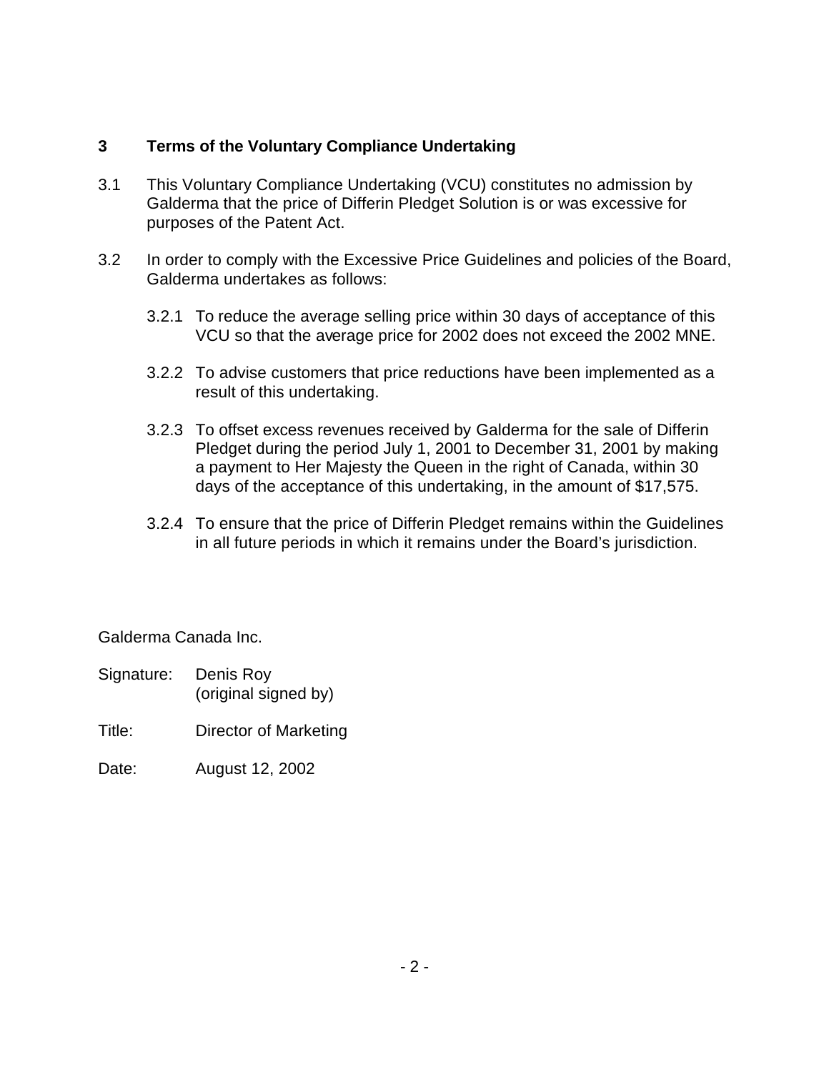## 3 Terms of the Voluntary Compliance Undertaking

3.1 This Voluntary Compliance Undertaking (VCU) constitutes no admission by Galderma that the price of Differin Pledget Solution is or was excessive for purposes of the Patent Act.

3.2 In order to comply with the Excessive Price Guidelines and policies of the Board, Galderma undertakes as follows:

3.2.1 To reduce the average selling price within 30 days of acceptance of this VCU so that the average price for 2002 does not exceed the 2002 MNE.

3.2.2 To advise customers that price reductions have been implemented as a result of this undertaking.

3.2.3 To offset excess revenues received by Galderma for the sale of Differin Pledget during the period July 1, 2001 to December 31, 2001 by making a payment to Her Majesty the Queen in the right of Canada, within 30 days of the acceptance of this undertaking, in the amount of $17,575.

3.2.4 To ensure that the price of Differin Pledget remains within the Guidelines in all future periods in which it remains under the Board's jurisdiction.

Galderma Canada Inc.

Signature: Denis Roy
(original signed by)

Title: Director of Marketing

Date: August 12, 2002